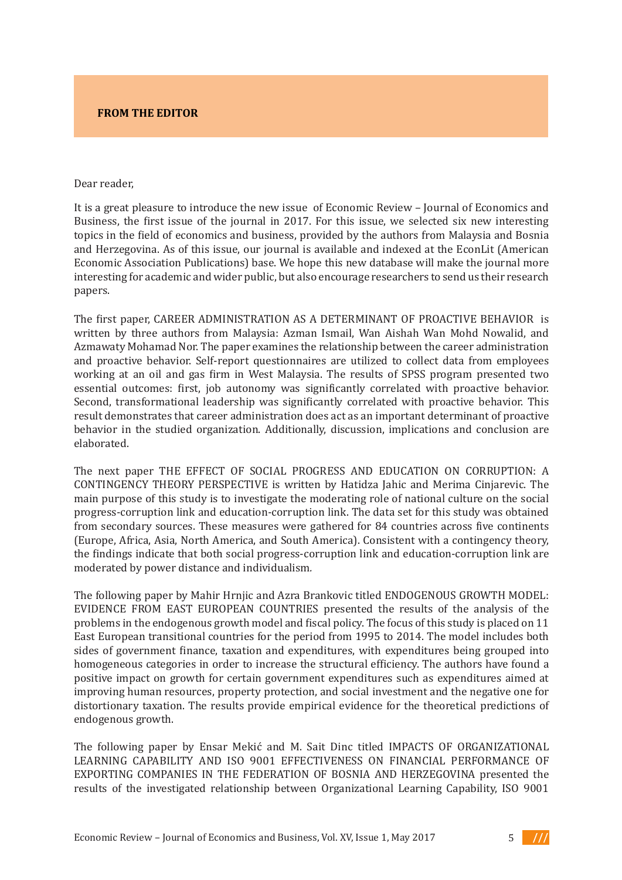## FROM THE EDITOR

Dear reader,

It is a great pleasure to introduce the new issue of Economic Review – Journal of Economics and Business, the first issue of the journal in 2017. For this issue, we selected six new interesting topics in the field of economics and business, provided by the authors from Malaysia and Bosnia and Herzegovina. As of this issue, our journal is available and indexed at the EconLit (American Economic Association Publications) base. We hope this new database will make the journal more interesting for academic and wider public, but also encourage researchers to send us their research papers.

The first paper, CAREER ADMINISTRATION AS A DETERMINANT OF PROACTIVE BEHAVIOR is written by three authors from Malaysia: Azman Ismail, Wan Aishah Wan Mohd Nowalid, and Azmawaty Mohamad Nor. The paper examines the relationship between the career administration and proactive behavior. Self-report questionnaires are utilized to collect data from employees working at an oil and gas firm in West Malaysia. The results of SPSS program presented two essential outcomes: first, job autonomy was significantly correlated with proactive behavior. Second, transformational leadership was significantly correlated with proactive behavior. This result demonstrates that career administration does act as an important determinant of proactive behavior in the studied organization. Additionally, discussion, implications and conclusion are elaborated.

The next paper THE EFFECT OF SOCIAL PROGRESS AND EDUCATION ON CORRUPTION: A CONTINGENCY THEORY PERSPECTIVE is written by Hatidza Jahic and Merima Cinjarevic. The main purpose of this study is to investigate the moderating role of national culture on the social progress-corruption link and education-corruption link. The data set for this study was obtained from secondary sources. These measures were gathered for 84 countries across five continents (Europe, Africa, Asia, North America, and South America). Consistent with a contingency theory, the findings indicate that both social progress-corruption link and education-corruption link are moderated by power distance and individualism.

The following paper by Mahir Hrnjic and Azra Brankovic titled ENDOGENOUS GROWTH MODEL: EVIDENCE FROM EAST EUROPEAN COUNTRIES presented the results of the analysis of the problems in the endogenous growth model and fiscal policy. The focus of this study is placed on 11 East European transitional countries for the period from 1995 to 2014. The model includes both sides of government finance, taxation and expenditures, with expenditures being grouped into homogeneous categories in order to increase the structural efficiency. The authors have found a positive impact on growth for certain government expenditures such as expenditures aimed at improving human resources, property protection, and social investment and the negative one for distortionary taxation. The results provide empirical evidence for the theoretical predictions of endogenous growth.

The following paper by Ensar Mekić and M. Sait Dinc titled IMPACTS OF ORGANIZATIONAL LEARNING CAPABILITY AND ISO 9001 EFFECTIVENESS ON FINANCIAL PERFORMANCE OF EXPORTING COMPANIES IN THE FEDERATION OF BOSNIA AND HERZEGOVINA presented the results of the investigated relationship between Organizational Learning Capability, ISO 9001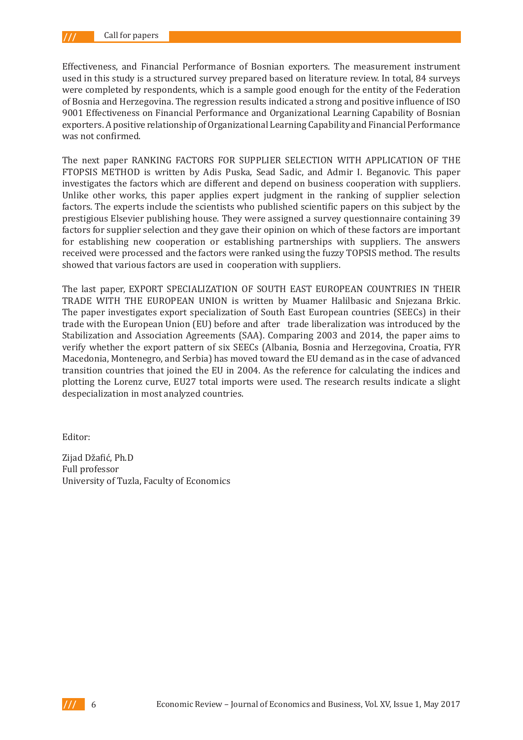Effectiveness, and Financial Performance of Bosnian exporters. The measurement instrument used in this study is a structured survey prepared based on literature review. In total, 84 surveys were completed by respondents, which is a sample good enough for the entity of the Federation of Bosnia and Herzegovina. The regression results indicated a strong and positive influence of ISO 9001 Effectiveness on Financial Performance and Organizational Learning Capability of Bosnian exporters. A positive relationship of Organizational Learning Capability and Financial Performance was not confirmed.

The next paper RANKING FACTORS FOR SUPPLIER SELECTION WITH APPLICATION OF THE FTOPSIS METHOD is written by Adis Puska, Sead Sadic, and Admir I. Beganovic. This paper investigates the factors which are different and depend on business cooperation with suppliers. Unlike other works, this paper applies expert judgment in the ranking of supplier selection factors. The experts include the scientists who published scientific papers on this subject by the prestigious Elsevier publishing house. They were assigned a survey questionnaire containing 39 factors for supplier selection and they gave their opinion on which of these factors are important for establishing new cooperation or establishing partnerships with suppliers. The answers received were processed and the factors were ranked using the fuzzy TOPSIS method. The results showed that various factors are used in cooperation with suppliers.

The last paper, EXPORT SPECIALIZATION OF SOUTH EAST EUROPEAN COUNTRIES IN THEIR TRADE WITH THE EUROPEAN UNION is written by Muamer Halilbasic and Snjezana Brkic. The paper investigates export specialization of South East European countries (SEECs) in their trade with the European Union (EU) before and after trade liberalization was introduced by the Stabilization and Association Agreements (SAA). Comparing 2003 and 2014, the paper aims to verify whether the export pattern of six SEECs (Albania, Bosnia and Herzegovina, Croatia, FYR Macedonia, Montenegro, and Serbia) has moved toward the EU demand as in the case of advanced transition countries that joined the EU in 2004. As the reference for calculating the indices and plotting the Lorenz curve, EU27 total imports were used. The research results indicate a slight despecialization in most analyzed countries.

Editor:

Zijad Džafić, Ph.D  
Full professor  
University of Tuzla, Faculty of Economics